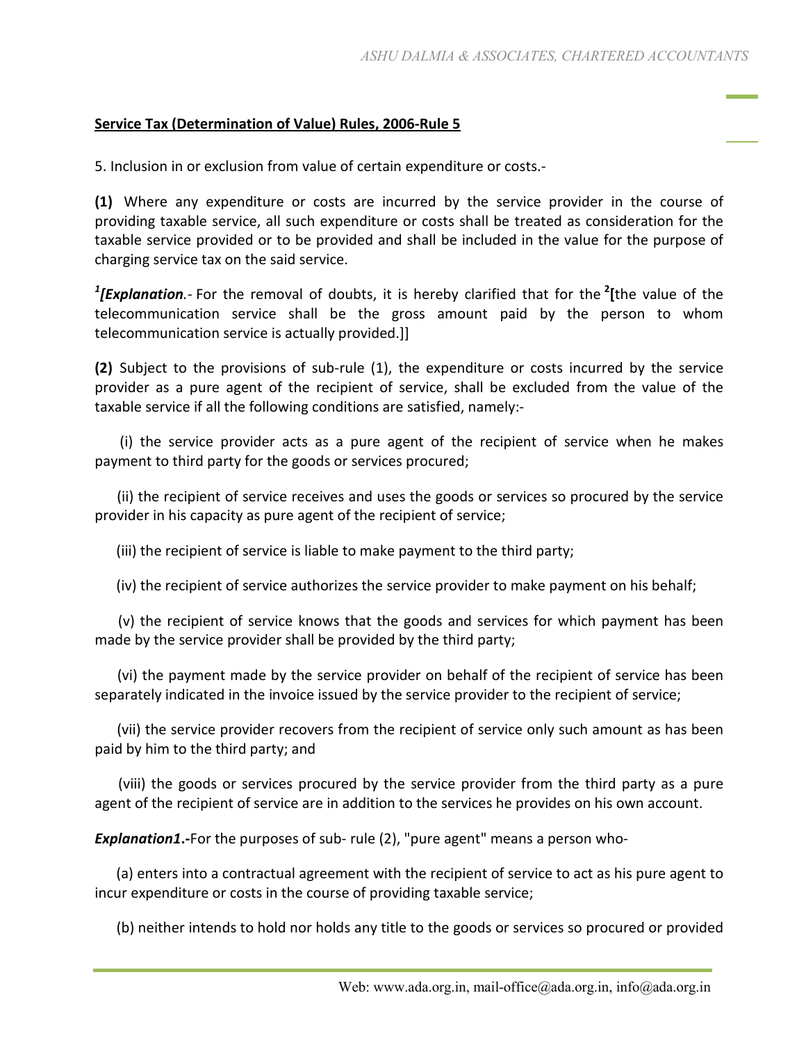**<u>Service Tax (Determination of Value) Rules, 2006-Rule 5</u>**

5. Inclusion in or exclusion from value of certain expenditure or costs.-

**(1)** Where any expenditure or costs are incurred by the service provider in the course of providing taxable service, all such expenditure or costs shall be treated as consideration for the taxable service provided or to be provided and shall be included in the value for the purpose of charging service tax on the said service.

[1]***[Explanation**.*- For the removal of doubts, it is hereby clarified that for the [2]**[**the value of the telecommunication service shall be the gross amount paid by the person to whom telecommunication service is actually provided.]]

**(2)** Subject to the provisions of sub-rule (1), the expenditure or costs incurred by the service provider as a pure agent of the recipient of service, shall be excluded from the value of the taxable service if all the following conditions are satisfied, namely:-

(i) the service provider acts as a pure agent of the recipient of service when he makes payment to third party for the goods or services procured;

(ii) the recipient of service receives and uses the goods or services so procured by the service provider in his capacity as pure agent of the recipient of service;

(iii) the recipient of service is liable to make payment to the third party;

(iv) the recipient of service authorizes the service provider to make payment on his behalf;

(v) the recipient of service knows that the goods and services for which payment has been made by the service provider shall be provided by the third party;

(vi) the payment made by the service provider on behalf of the recipient of service has been separately indicated in the invoice issued by the service provider to the recipient of service;

(vii) the service provider recovers from the recipient of service only such amount as has been paid by him to the third party; and

(viii) the goods or services procured by the service provider from the third party as a pure agent of the recipient of service are in addition to the services he provides on his own account.

***Explanation1*.-**For the purposes of sub- rule (2), "pure agent" means a person who-

(a) enters into a contractual agreement with the recipient of service to act as his pure agent to incur expenditure or costs in the course of providing taxable service;

(b) neither intends to hold nor holds any title to the goods or services so procured or provided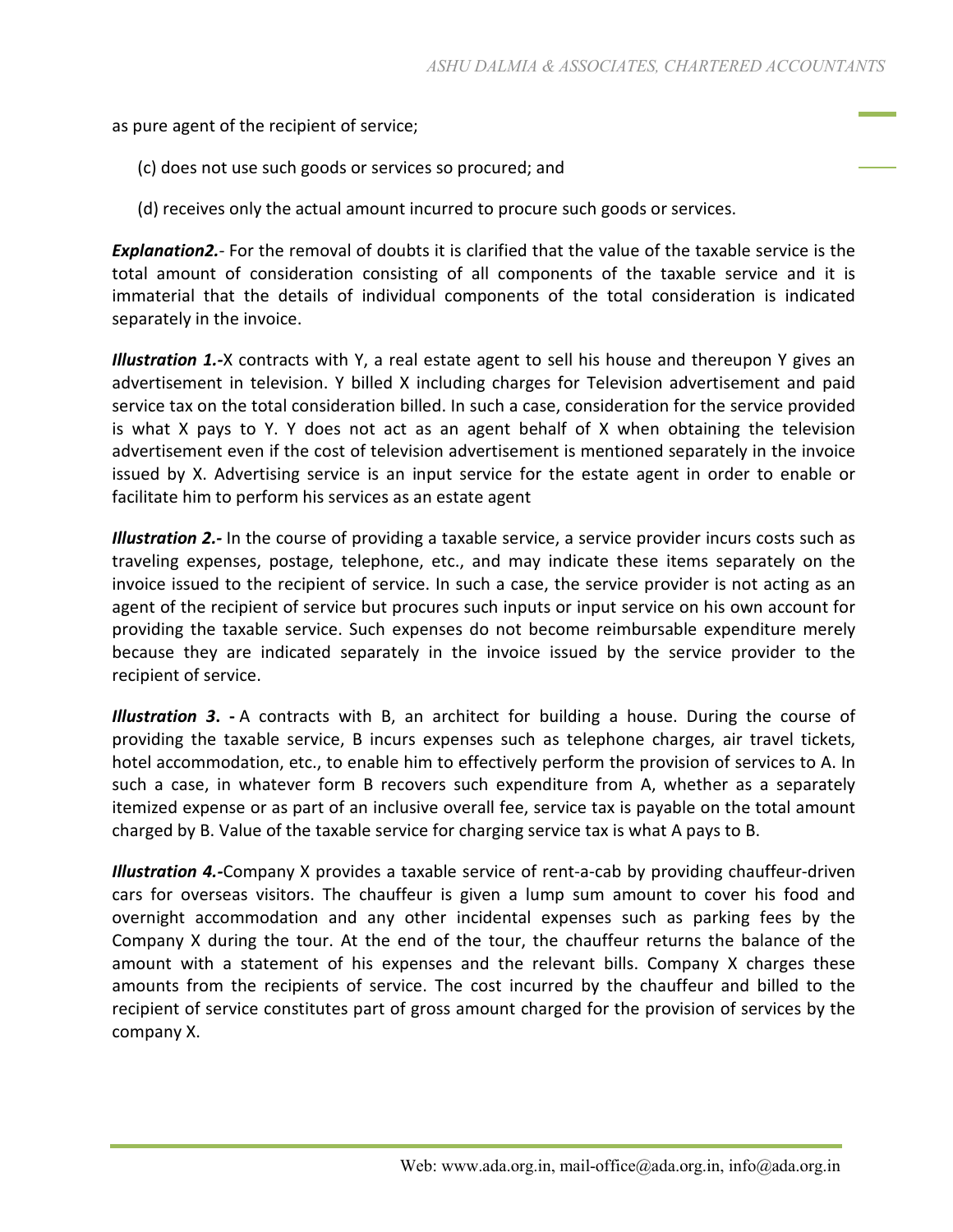as pure agent of the recipient of service;

(c) does not use such goods or services so procured; and

(d) receives only the actual amount incurred to procure such goods or services.

***Explanation2.***- For the removal of doubts it is clarified that the value of the taxable service is the total amount of consideration consisting of all components of the taxable service and it is immaterial that the details of individual components of the total consideration is indicated separately in the invoice.

***Illustration 1.-***X contracts with Y, a real estate agent to sell his house and thereupon Y gives an advertisement in television. Y billed X including charges for Television advertisement and paid service tax on the total consideration billed. In such a case, consideration for the service provided is what X pays to Y. Y does not act as an agent behalf of X when obtaining the television advertisement even if the cost of television advertisement is mentioned separately in the invoice issued by X. Advertising service is an input service for the estate agent in order to enable or facilitate him to perform his services as an estate agent

***Illustration 2.-*** In the course of providing a taxable service, a service provider incurs costs such as traveling expenses, postage, telephone, etc., and may indicate these items separately on the invoice issued to the recipient of service. In such a case, the service provider is not acting as an agent of the recipient of service but procures such inputs or input service on his own account for providing the taxable service. Such expenses do not become reimbursable expenditure merely because they are indicated separately in the invoice issued by the service provider to the recipient of service.

***Illustration 3. -*** A contracts with B, an architect for building a house. During the course of providing the taxable service, B incurs expenses such as telephone charges, air travel tickets, hotel accommodation, etc., to enable him to effectively perform the provision of services to A. In such a case, in whatever form B recovers such expenditure from A, whether as a separately itemized expense or as part of an inclusive overall fee, service tax is payable on the total amount charged by B. Value of the taxable service for charging service tax is what A pays to B.

***Illustration 4.-***Company X provides a taxable service of rent-a-cab by providing chauffeur-driven cars for overseas visitors. The chauffeur is given a lump sum amount to cover his food and overnight accommodation and any other incidental expenses such as parking fees by the Company X during the tour. At the end of the tour, the chauffeur returns the balance of the amount with a statement of his expenses and the relevant bills. Company X charges these amounts from the recipients of service. The cost incurred by the chauffeur and billed to the recipient of service constitutes part of gross amount charged for the provision of services by the company X.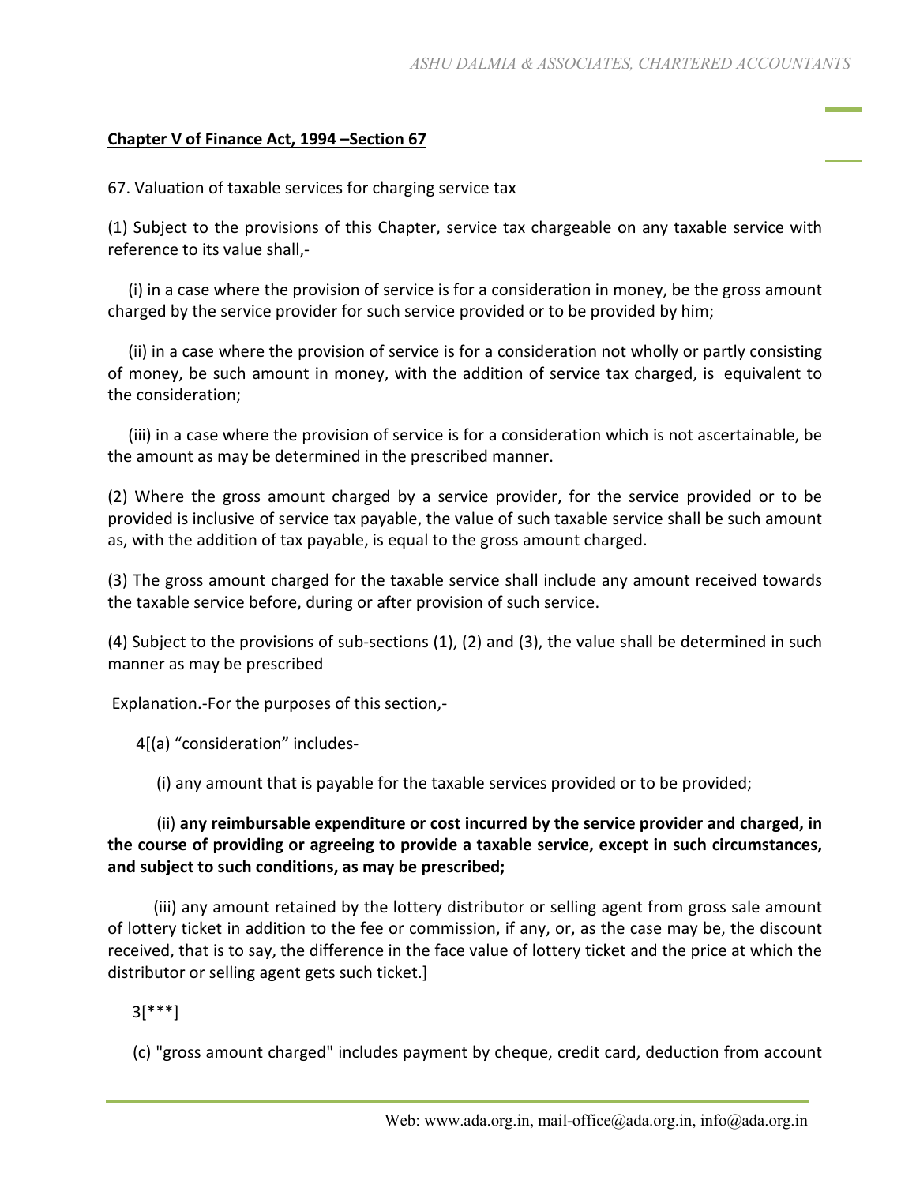**Chapter V of Finance Act, 1994 –Section 67**

67. Valuation of taxable services for charging service tax

(1) Subject to the provisions of this Chapter, service tax chargeable on any taxable service with reference to its value shall,-

(i) in a case where the provision of service is for a consideration in money, be the gross amount charged by the service provider for such service provided or to be provided by him;

(ii) in a case where the provision of service is for a consideration not wholly or partly consisting of money, be such amount in money, with the addition of service tax charged, is equivalent to the consideration;

(iii) in a case where the provision of service is for a consideration which is not ascertainable, be the amount as may be determined in the prescribed manner.

(2) Where the gross amount charged by a service provider, for the service provided or to be provided is inclusive of service tax payable, the value of such taxable service shall be such amount as, with the addition of tax payable, is equal to the gross amount charged.

(3) The gross amount charged for the taxable service shall include any amount received towards the taxable service before, during or after provision of such service.

(4) Subject to the provisions of sub-sections (1), (2) and (3), the value shall be determined in such manner as may be prescribed

Explanation.-For the purposes of this section,-

4[(a) “consideration” includes-

(i) any amount that is payable for the taxable services provided or to be provided;

(ii) **any reimbursable expenditure or cost incurred by the service provider and charged, in the course of providing or agreeing to provide a taxable service, except in such circumstances, and subject to such conditions, as may be prescribed;**

(iii) any amount retained by the lottery distributor or selling agent from gross sale amount of lottery ticket in addition to the fee or commission, if any, or, as the case may be, the discount received, that is to say, the difference in the face value of lottery ticket and the price at which the distributor or selling agent gets such ticket.]

3[***]

(c) "gross amount charged" includes payment by cheque, credit card, deduction from account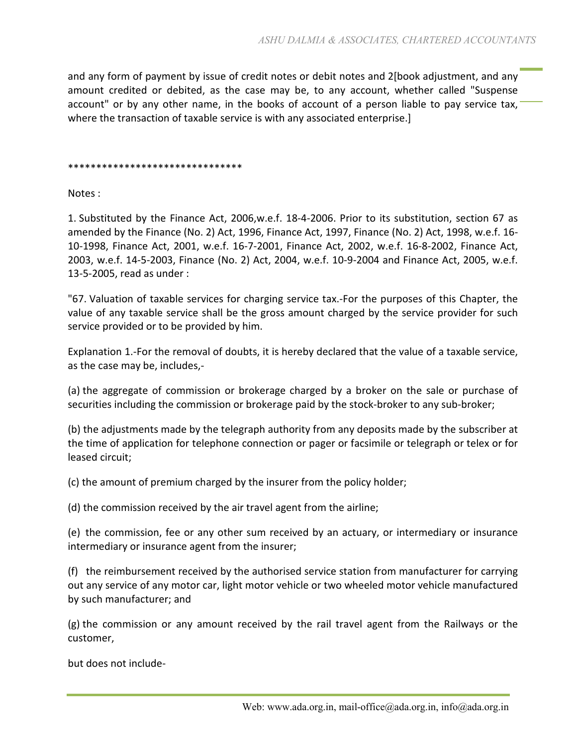and any form of payment by issue of credit notes or debit notes and 2[book adjustment, and any amount credited or debited, as the case may be, to any account, whether called "Suspense account" or by any other name, in the books of account of a person liable to pay service tax, where the transaction of taxable service is with any associated enterprise.]

*******************************

Notes :

1. Substituted by the Finance Act, 2006,w.e.f. 18-4-2006. Prior to its substitution, section 67 as amended by the Finance (No. 2) Act, 1996, Finance Act, 1997, Finance (No. 2) Act, 1998, w.e.f. 16-10-1998, Finance Act, 2001, w.e.f. 16-7-2001, Finance Act, 2002, w.e.f. 16-8-2002, Finance Act, 2003, w.e.f. 14-5-2003, Finance (No. 2) Act, 2004, w.e.f. 10-9-2004 and Finance Act, 2005, w.e.f. 13-5-2005, read as under :

"67. Valuation of taxable services for charging service tax.-For the purposes of this Chapter, the value of any taxable service shall be the gross amount charged by the service provider for such service provided or to be provided by him.

Explanation 1.-For the removal of doubts, it is hereby declared that the value of a taxable service, as the case may be, includes,-

(a) the aggregate of commission or brokerage charged by a broker on the sale or purchase of securities including the commission or brokerage paid by the stock-broker to any sub-broker;

(b) the adjustments made by the telegraph authority from any deposits made by the subscriber at the time of application for telephone connection or pager or facsimile or telegraph or telex or for leased circuit;

(c) the amount of premium charged by the insurer from the policy holder;

(d) the commission received by the air travel agent from the airline;

(e) the commission, fee or any other sum received by an actuary, or intermediary or insurance intermediary or insurance agent from the insurer;

(f) the reimbursement received by the authorised service station from manufacturer for carrying out any service of any motor car, light motor vehicle or two wheeled motor vehicle manufactured by such manufacturer; and

(g) the commission or any amount received by the rail travel agent from the Railways or the customer,

but does not include-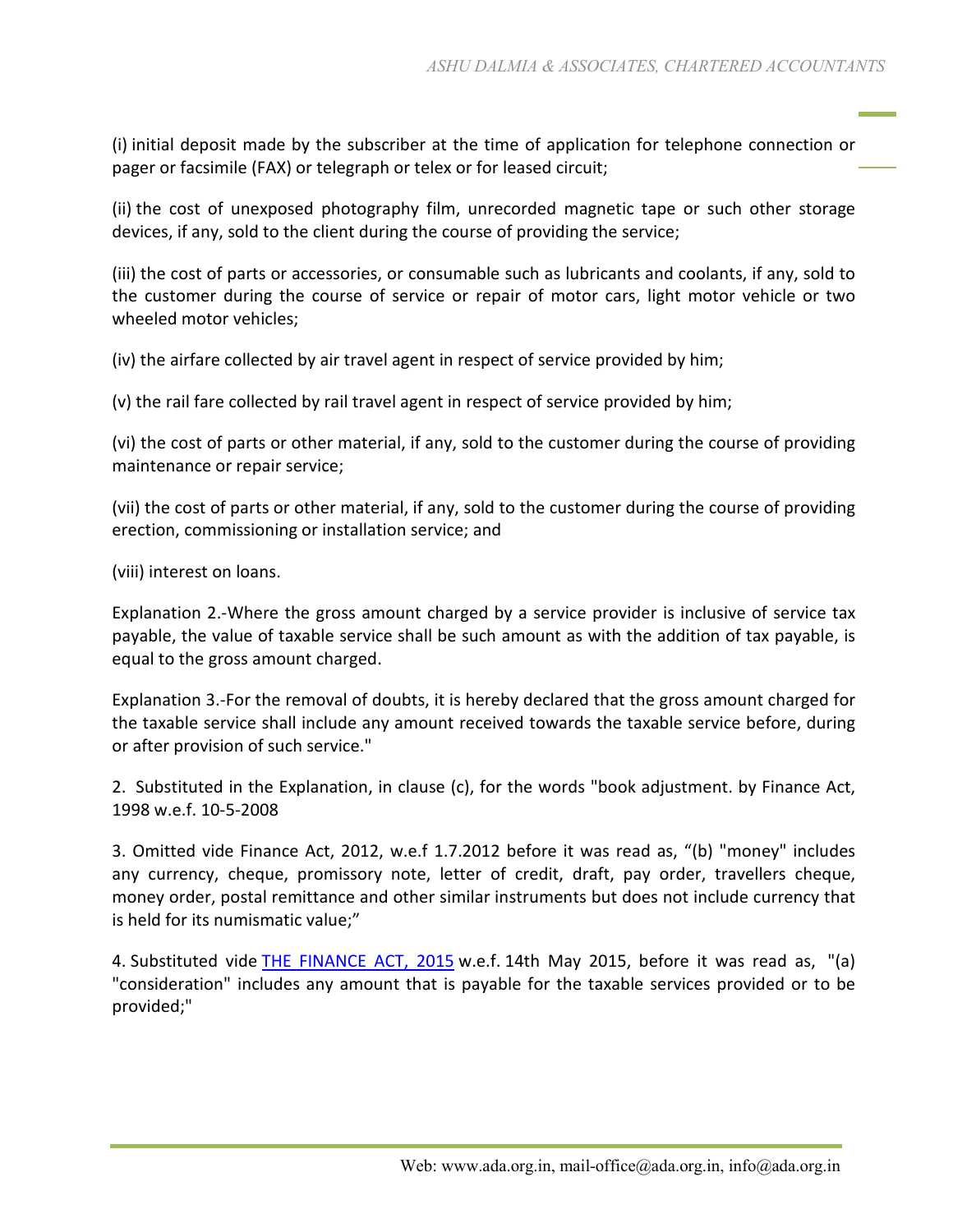(i) initial deposit made by the subscriber at the time of application for telephone connection or pager or facsimile (FAX) or telegraph or telex or for leased circuit;

(ii) the cost of unexposed photography film, unrecorded magnetic tape or such other storage devices, if any, sold to the client during the course of providing the service;

(iii) the cost of parts or accessories, or consumable such as lubricants and coolants, if any, sold to the customer during the course of service or repair of motor cars, light motor vehicle or two wheeled motor vehicles;

(iv) the airfare collected by air travel agent in respect of service provided by him;

(v) the rail fare collected by rail travel agent in respect of service provided by him;

(vi) the cost of parts or other material, if any, sold to the customer during the course of providing maintenance or repair service;

(vii) the cost of parts or other material, if any, sold to the customer during the course of providing erection, commissioning or installation service; and

(viii) interest on loans.

Explanation 2.-Where the gross amount charged by a service provider is inclusive of service tax payable, the value of taxable service shall be such amount as with the addition of tax payable, is equal to the gross amount charged.

Explanation 3.-For the removal of doubts, it is hereby declared that the gross amount charged for the taxable service shall include any amount received towards the taxable service before, during or after provision of such service."

2. Substituted in the Explanation, in clause (c), for the words "book adjustment. by Finance Act, 1998 w.e.f. 10-5-2008

3. Omitted vide Finance Act, 2012, w.e.f 1.7.2012 before it was read as, "(b) "money" includes any currency, cheque, promissory note, letter of credit, draft, pay order, travellers cheque, money order, postal remittance and other similar instruments but does not include currency that is held for its numismatic value;"

4. Substituted vide THE FINANCE ACT, 2015 w.e.f. 14th May 2015, before it was read as, "(a) "consideration" includes any amount that is payable for the taxable services provided or to be provided;"